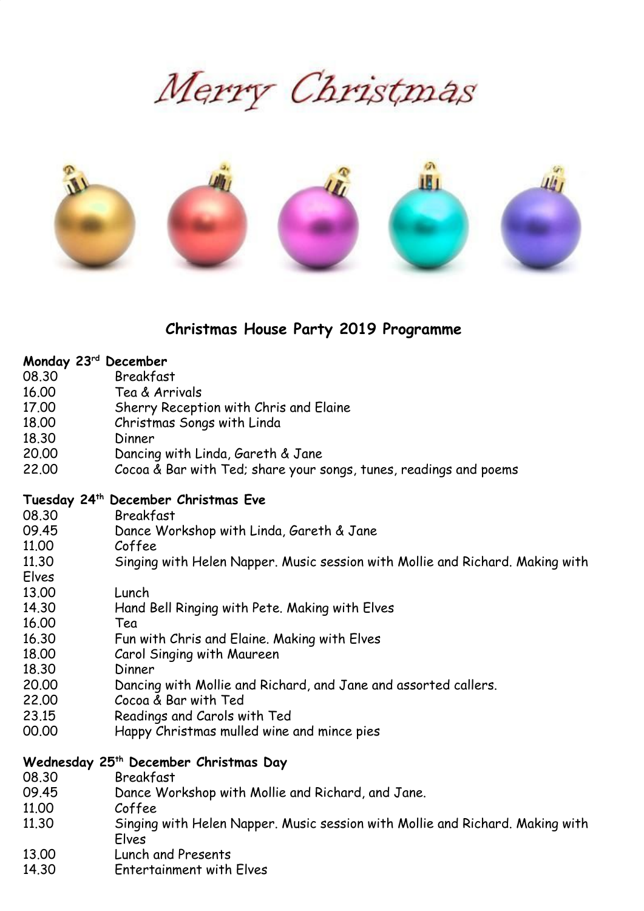# Merry Christmas

## Christmas House Party 2019 Programme

**Monday 23rd December**

| | |
|---|---|
| 08.30 | Breakfast |
| 16.00 | Tea & Arrivals |
| 17.00 | Sherry Reception with Chris and Elaine |
| 18.00 | Christmas Songs with Linda |
| 18.30 | Dinner |
| 20.00 | Dancing with Linda, Gareth & Jane |
| 22.00 | Cocoa & Bar with Ted; share your songs, tunes, readings and poems |

**Tuesday 24th December Christmas Eve**

| | |
|---|---|
| 08.30 | Breakfast |
| 09.45 | Dance Workshop with Linda, Gareth & Jane |
| 11.00 | Coffee |
| 11.30 | Singing with Helen Napper. Music session with Mollie and Richard. Making with Elves |
| 13.00 | Lunch |
| 14.30 | Hand Bell Ringing with Pete. Making with Elves |
| 16.00 | Tea |
| 16.30 | Fun with Chris and Elaine. Making with Elves |
| 18.00 | Carol Singing with Maureen |
| 18.30 | Dinner |
| 20.00 | Dancing with Mollie and Richard, and Jane and assorted callers. |
| 22.00 | Cocoa & Bar with Ted |
| 23.15 | Readings and Carols with Ted |
| 00.00 | Happy Christmas mulled wine and mince pies |

**Wednesday 25th December Christmas Day**

| | |
|---|---|
| 08.30 | Breakfast |
| 09.45 | Dance Workshop with Mollie and Richard, and Jane. |
| 11.00 | Coffee |
| 11.30 | Singing with Helen Napper. Music session with Mollie and Richard. Making with Elves |
| 13.00 | Lunch and Presents |
| 14.30 | Entertainment with Elves |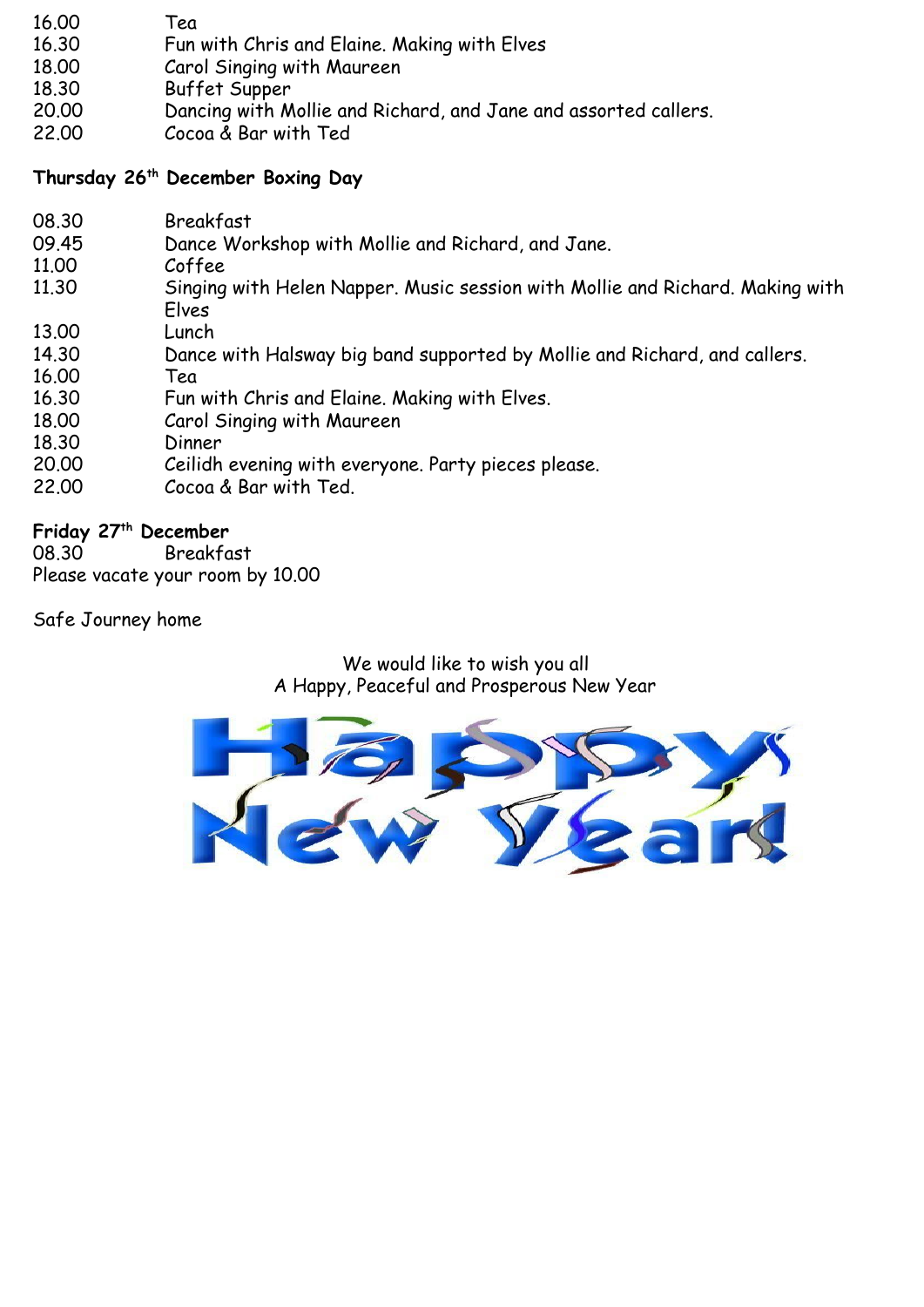| | |
|---|---|
| 16.00 | Tea |
| 16.30 | Fun with Chris and Elaine. Making with Elves |
| 18.00 | Carol Singing with Maureen |
| 18.30 | Buffet Supper |
| 20.00 | Dancing with Mollie and Richard, and Jane and assorted callers. |
| 22.00 | Cocoa & Bar with Ted |

**Thursday 26th December Boxing Day**

| | |
|---|---|
| 08.30 | Breakfast |
| 09.45 | Dance Workshop with Mollie and Richard, and Jane. |
| 11.00 | Coffee |
| 11.30 | Singing with Helen Napper. Music session with Mollie and Richard. Making with Elves |
| 13.00 | Lunch |
| 14.30 | Dance with Halsway big band supported by Mollie and Richard, and callers. |
| 16.00 | Tea |
| 16.30 | Fun with Chris and Elaine. Making with Elves. |
| 18.00 | Carol Singing with Maureen |
| 18.30 | Dinner |
| 20.00 | Ceilidh evening with everyone. Party pieces please. |
| 22.00 | Cocoa & Bar with Ted. |

**Friday 27th December**

08.30 Breakfast

Please vacate your room by 10.00

Safe Journey home

We would like to wish you all
A Happy, Peaceful and Prosperous New Year

Happy New Year!